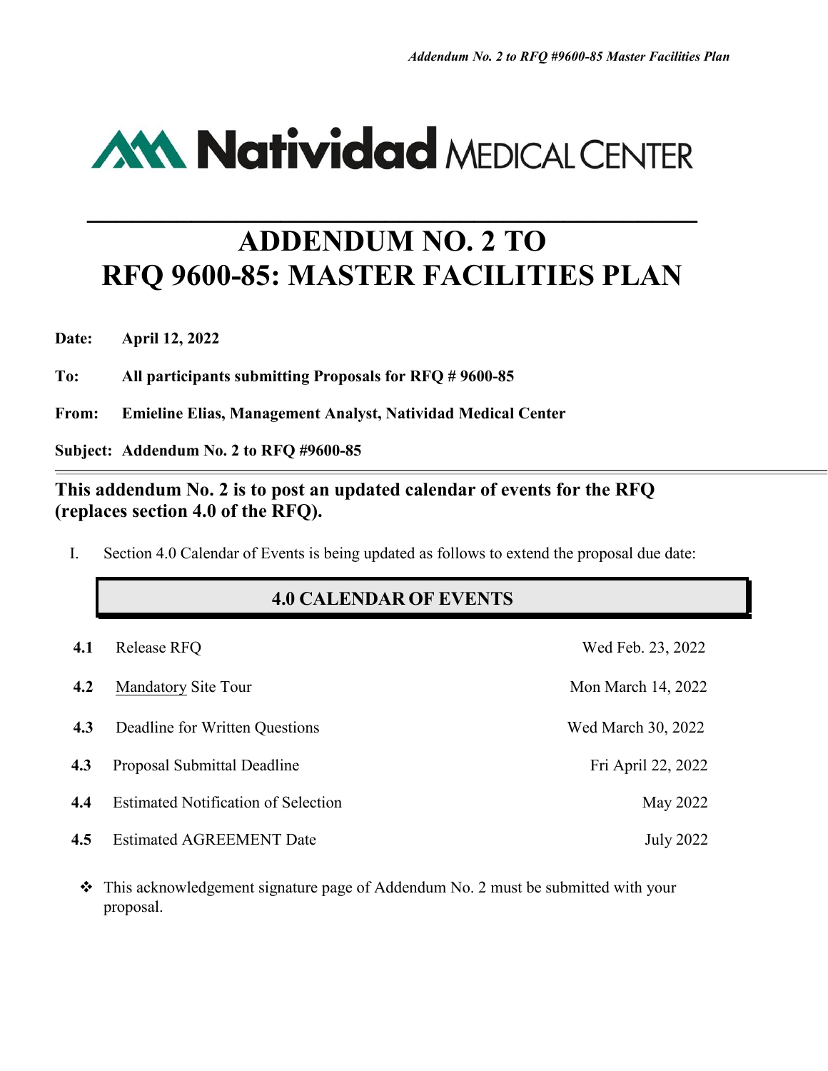Natividad MEDICAL CENTER

# ADDENDUM NO. 2 TO RFQ 9600-85: MASTER FACILITIES PLAN

**Date:** **April 12, 2022**

**To:** **All participants submitting Proposals for RFQ # 9600-85**

**From:** **Emieline Elias, Management Analyst, Natividad Medical Center**

**Subject:** **Addendum No. 2 to RFQ #9600-85**

## This addendum No. 2 is to post an updated calendar of events for the RFQ (replaces section 4.0 of the RFQ).

I. Section 4.0 Calendar of Events is being updated as follows to extend the proposal due date:

### 4.0 CALENDAR OF EVENTS

| | | |
|---|---|---|
| **4.1** | Release RFQ | Wed Feb. 23, 2022 |
| **4.2** | Mandatory Site Tour | Mon March 14, 2022 |
| **4.3** | Deadline for Written Questions | Wed March 30, 2022 |
| **4.3** | Proposal Submittal Deadline | Fri April 22, 2022 |
| **4.4** | Estimated Notification of Selection | May 2022 |
| **4.5** | Estimated AGREEMENT Date | July 2022 |

- This acknowledgement signature page of Addendum No. 2 must be submitted with your proposal.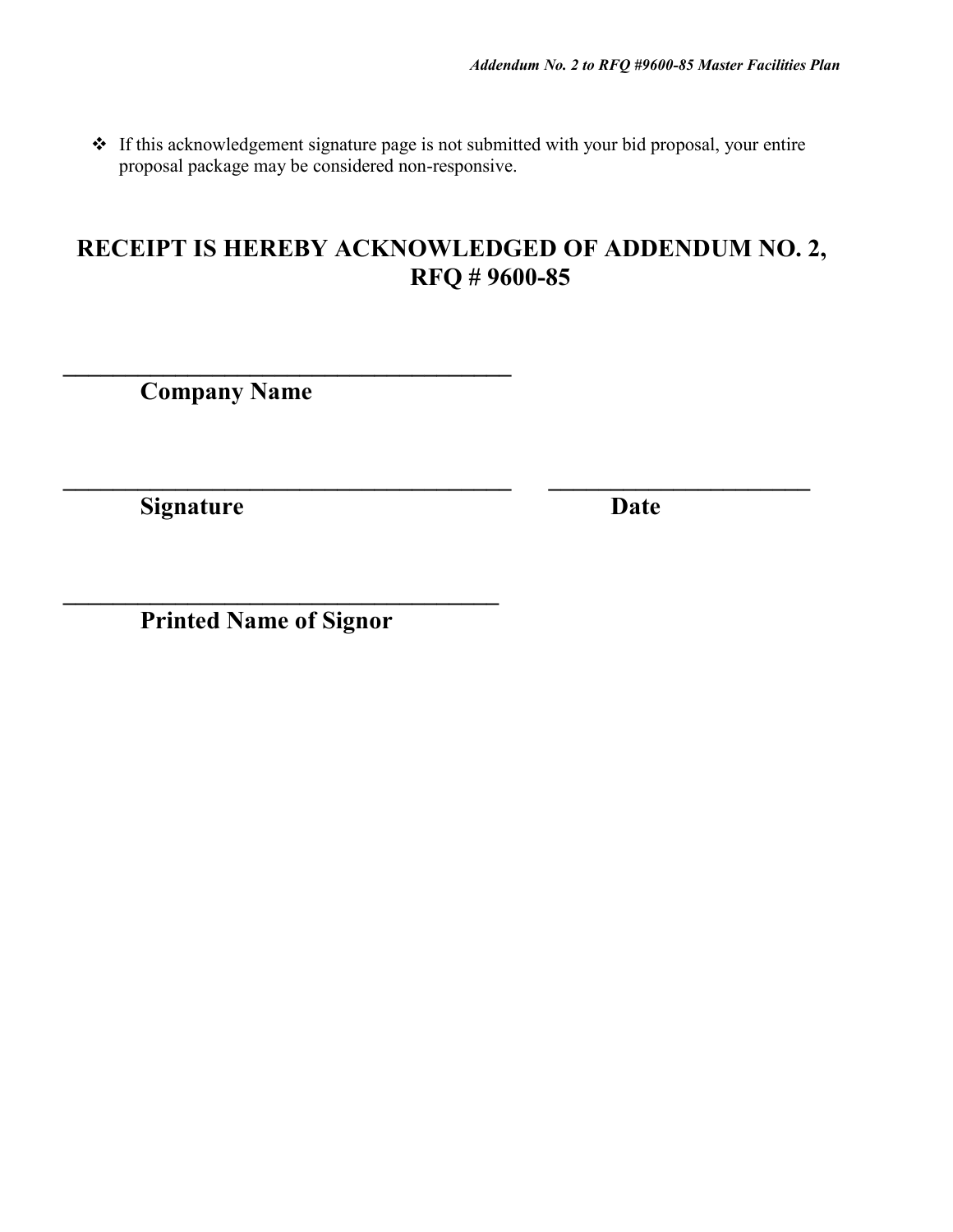- If this acknowledgement signature page is not submitted with your bid proposal, your entire proposal package may be considered non-responsive.

## RECEIPT IS HEREBY ACKNOWLEDGED OF ADDENDUM NO. 2, RFQ # 9600-85

\_\_\_\_\_\_\_\_\_\_\_\_\_\_\_\_\_\_\_\_\_\_\_\_\_\_\_\_\_\_\_\_\_\_\_\_\_\_

**Company Name**

\_\_\_\_\_\_\_\_\_\_\_\_\_\_\_\_\_\_\_\_\_\_\_\_\_\_\_\_\_\_\_\_\_\_\_\_\_\_ \_\_\_\_\_\_\_\_\_\_\_\_\_\_\_\_\_\_\_\_\_\_

**Signature** **Date**

\_\_\_\_\_\_\_\_\_\_\_\_\_\_\_\_\_\_\_\_\_\_\_\_\_\_\_\_\_\_\_\_\_\_\_\_\_\_

**Printed Name of Signor**